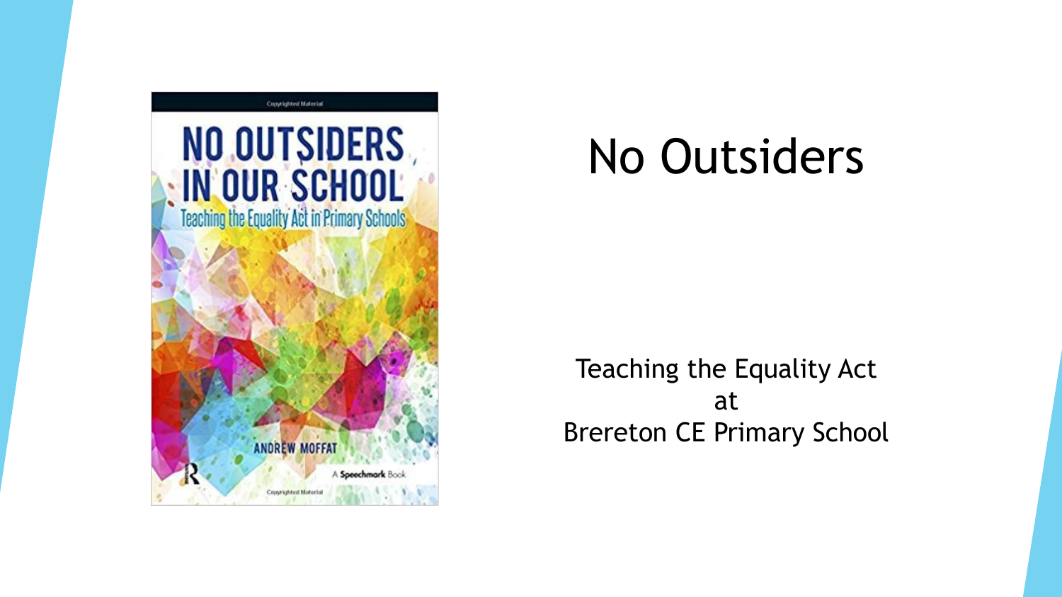# No Outsiders

Teaching the Equality Act
at
Brereton CE Primary School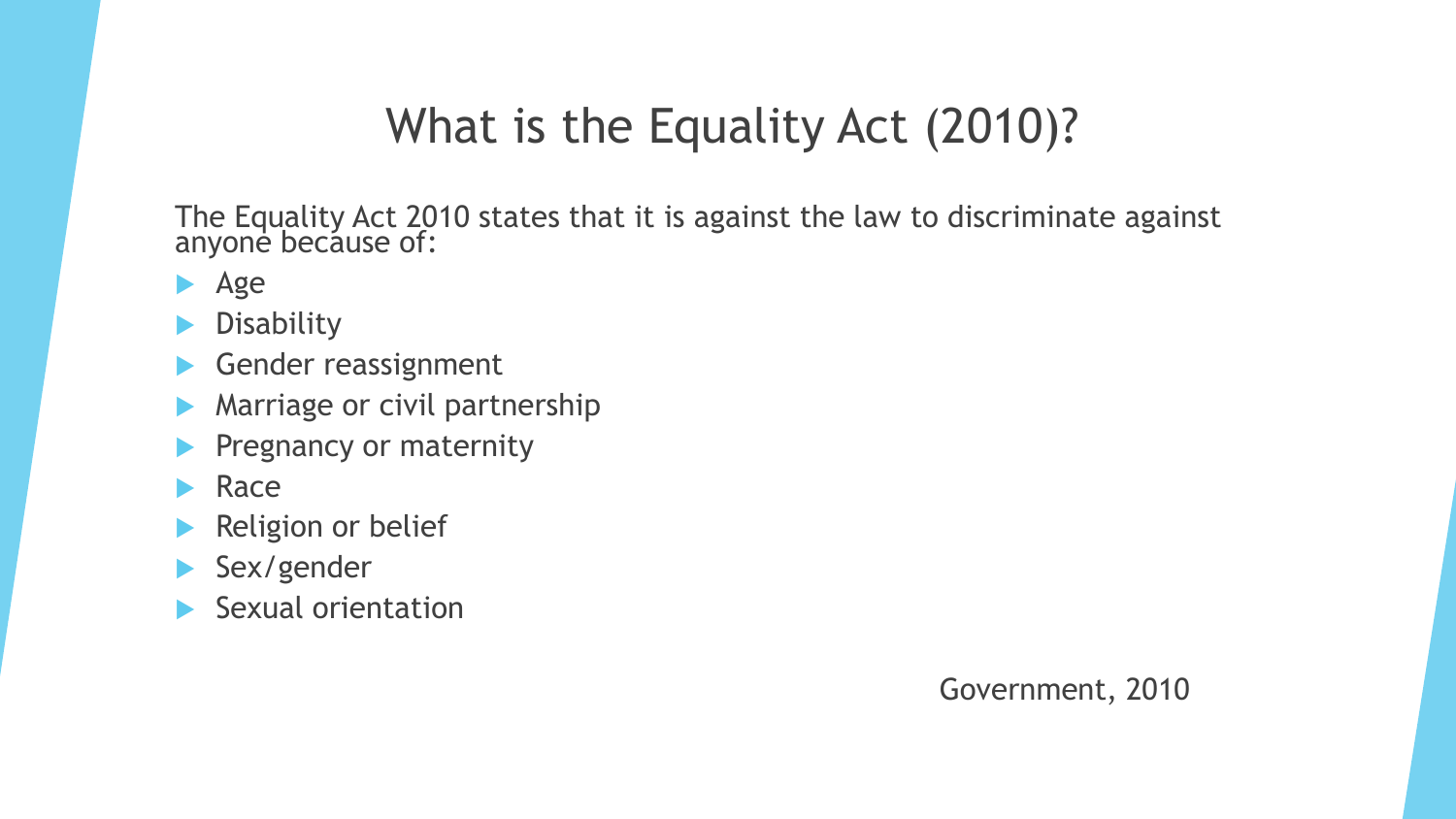# What is the Equality Act (2010)?

The Equality Act 2010 states that it is against the law to discriminate against anyone because of:

- Age
- Disability
- Gender reassignment
- Marriage or civil partnership
- Pregnancy or maternity
- Race
- Religion or belief
- Sex/gender
- Sexual orientation

Government, 2010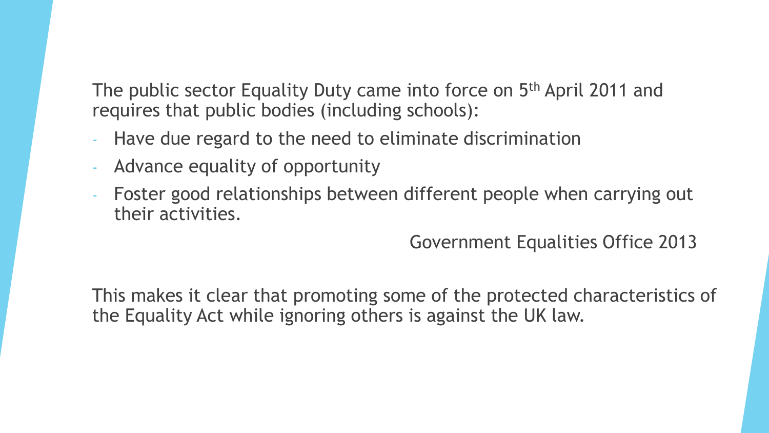The public sector Equality Duty came into force on 5th April 2011 and requires that public bodies (including schools):

- Have due regard to the need to eliminate discrimination
- Advance equality of opportunity
- Foster good relationships between different people when carrying out their activities.

Government Equalities Office 2013

This makes it clear that promoting some of the protected characteristics of the Equality Act while ignoring others is against the UK law.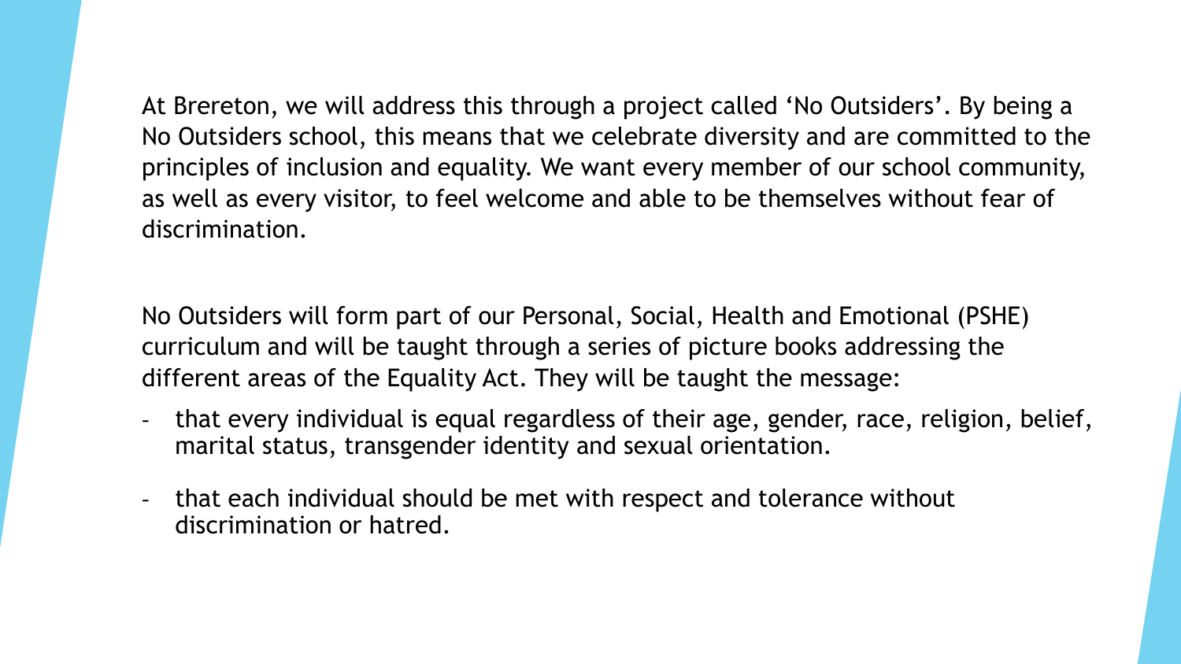At Brereton, we will address this through a project called 'No Outsiders'. By being a No Outsiders school, this means that we celebrate diversity and are committed to the principles of inclusion and equality. We want every member of our school community, as well as every visitor, to feel welcome and able to be themselves without fear of discrimination.

No Outsiders will form part of our Personal, Social, Health and Emotional (PSHE) curriculum and will be taught through a series of picture books addressing the different areas of the Equality Act. They will be taught the message:

- that every individual is equal regardless of their age, gender, race, religion, belief, marital status, transgender identity and sexual orientation.
- that each individual should be met with respect and tolerance without discrimination or hatred.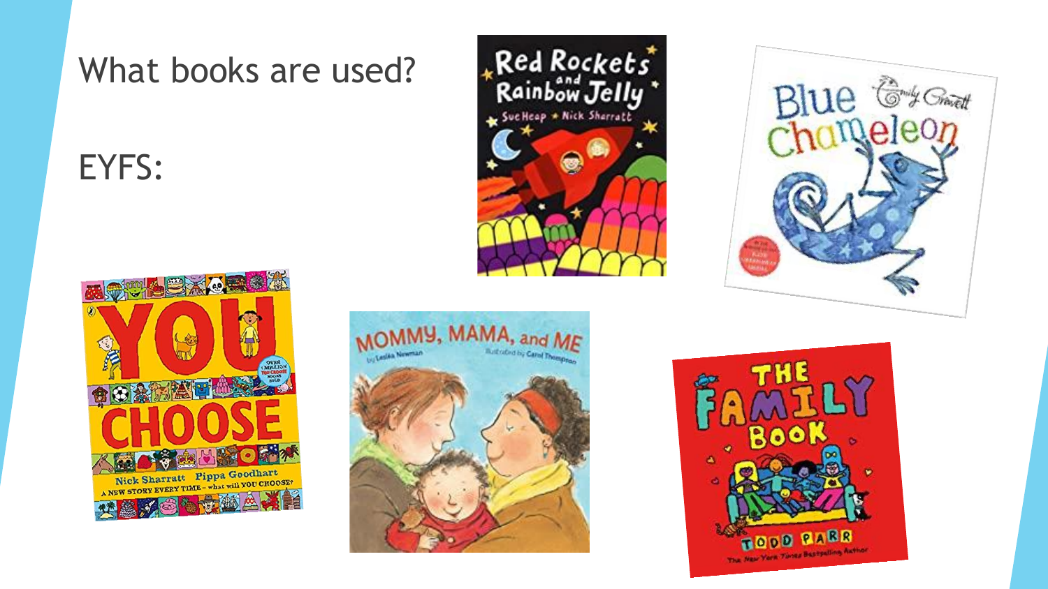# What books are used?

EYFS: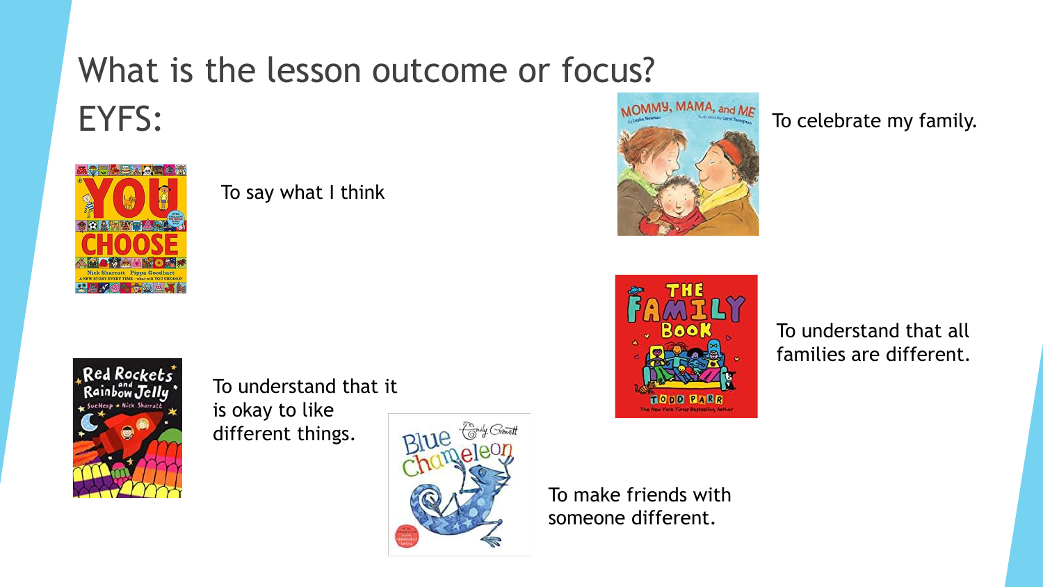# What is the lesson outcome or focus?

## EYFS:

To say what I think

To understand that it is okay to like different things.

To make friends with someone different.

To celebrate my family.

To understand that all families are different.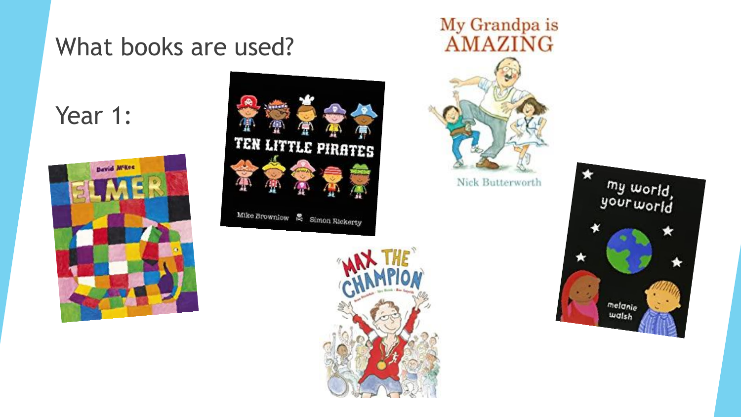# What books are used?

## Year 1: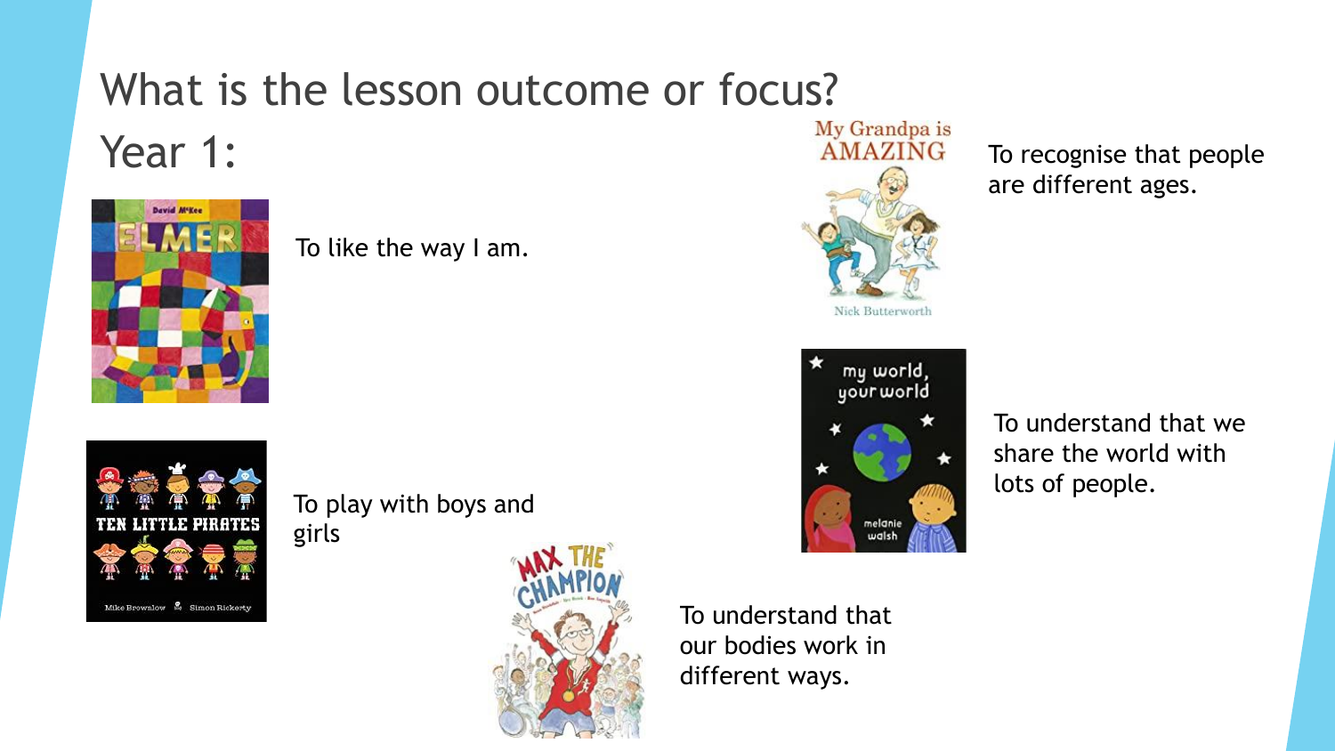# What is the lesson outcome or focus?

## Year 1:

To like the way I am.

To play with boys and girls

To understand that our bodies work in different ways.

To recognise that people are different ages.

To understand that we share the world with lots of people.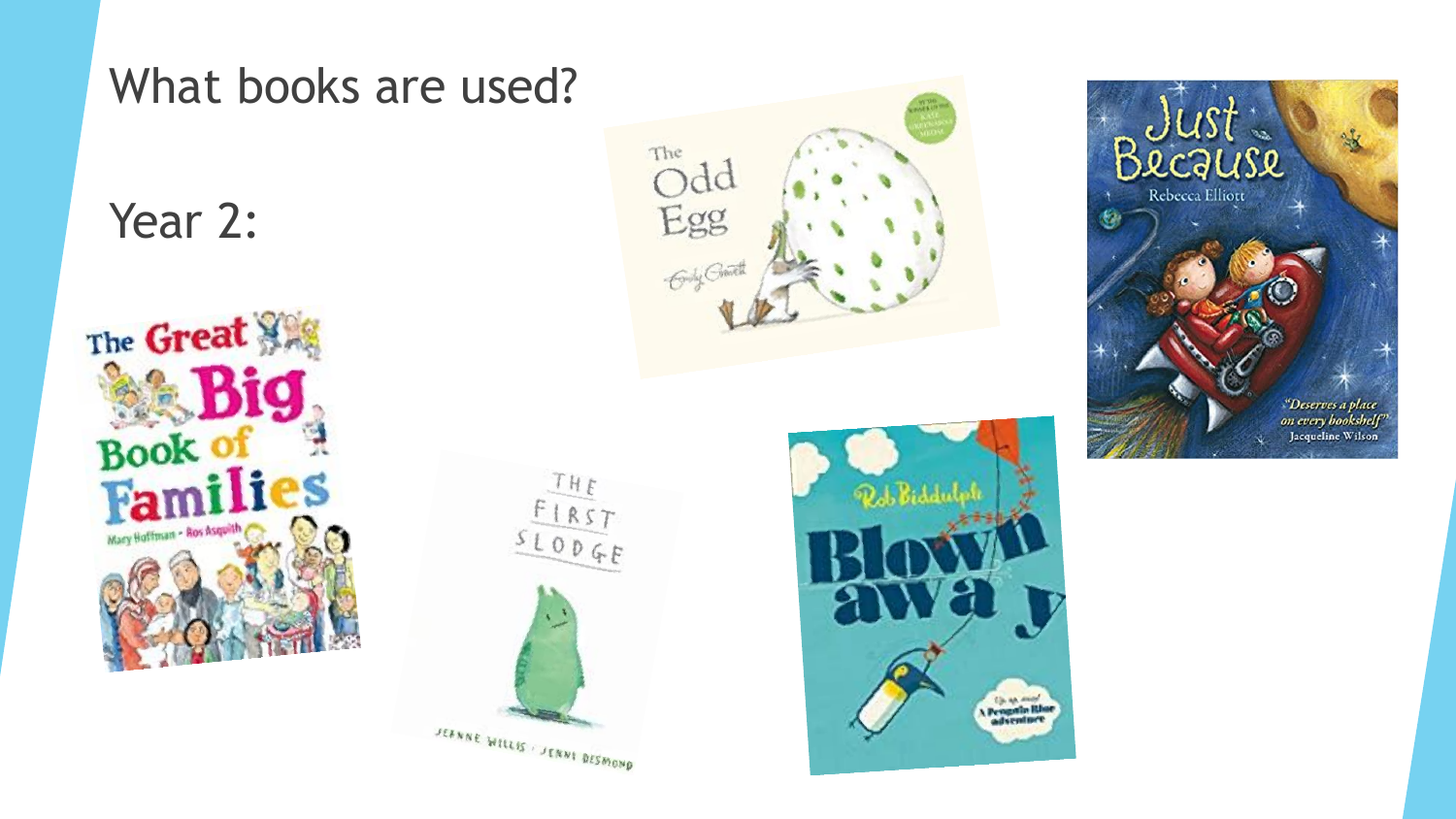# What books are used?

## Year 2: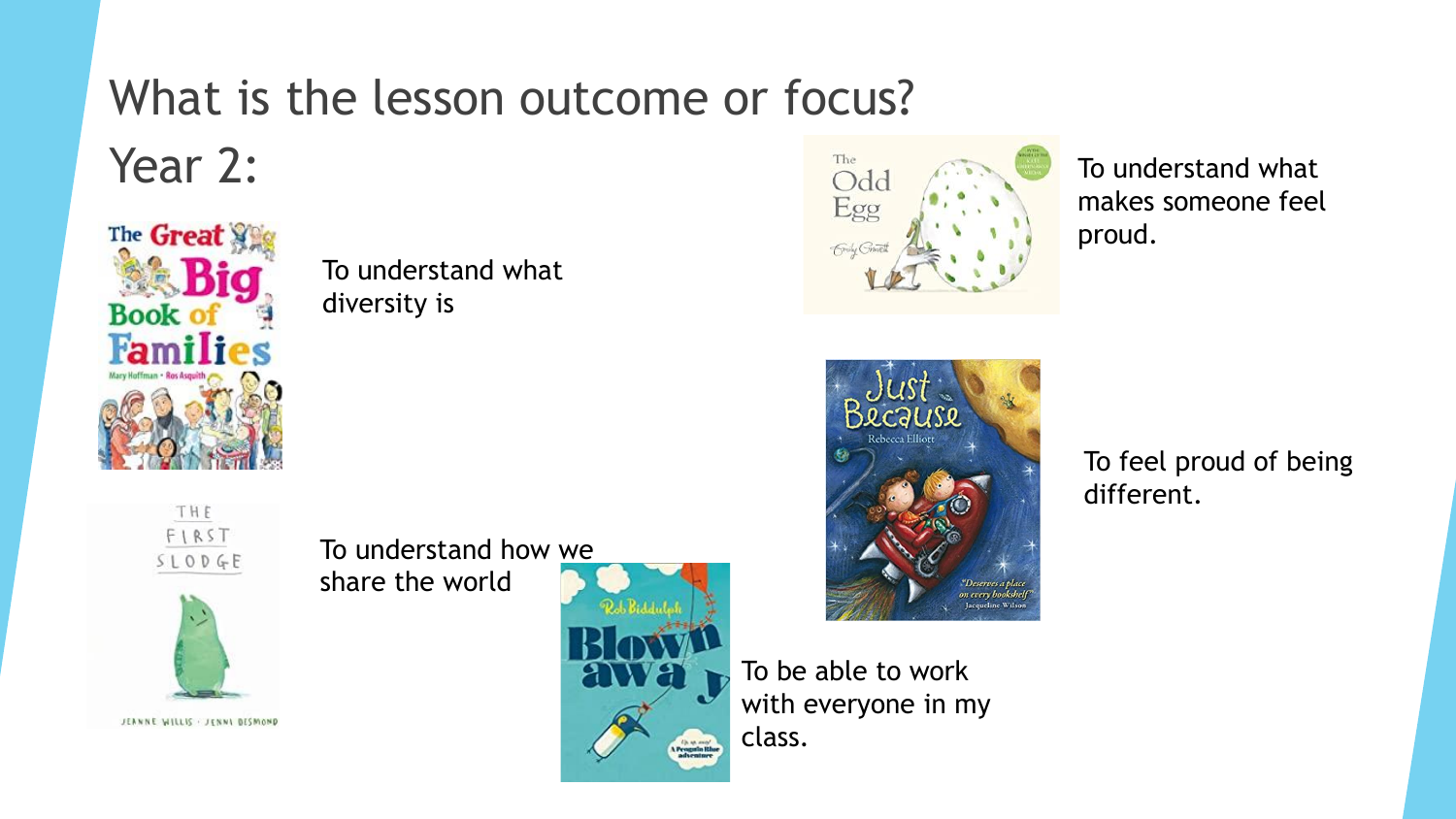# What is the lesson outcome or focus?

## Year 2:

To understand what diversity is

To understand how we share the world

To be able to work with everyone in my class.

To understand what makes someone feel proud.

To feel proud of being different.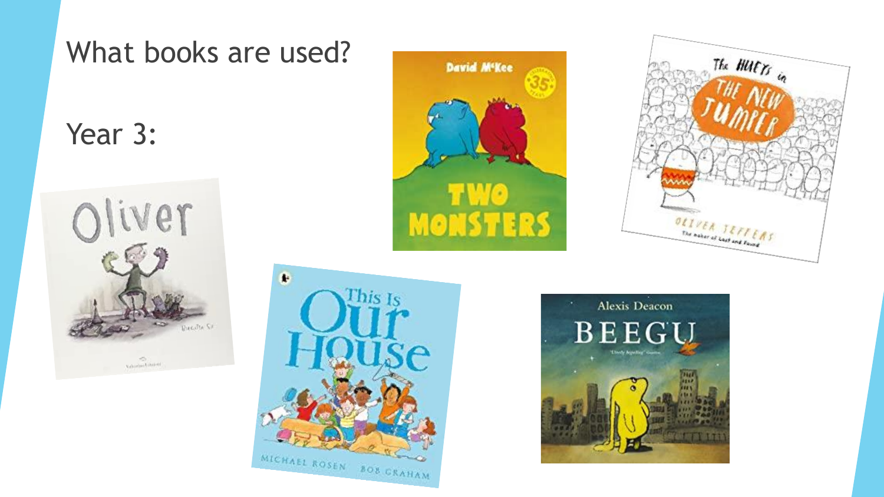# What books are used?

## Year 3: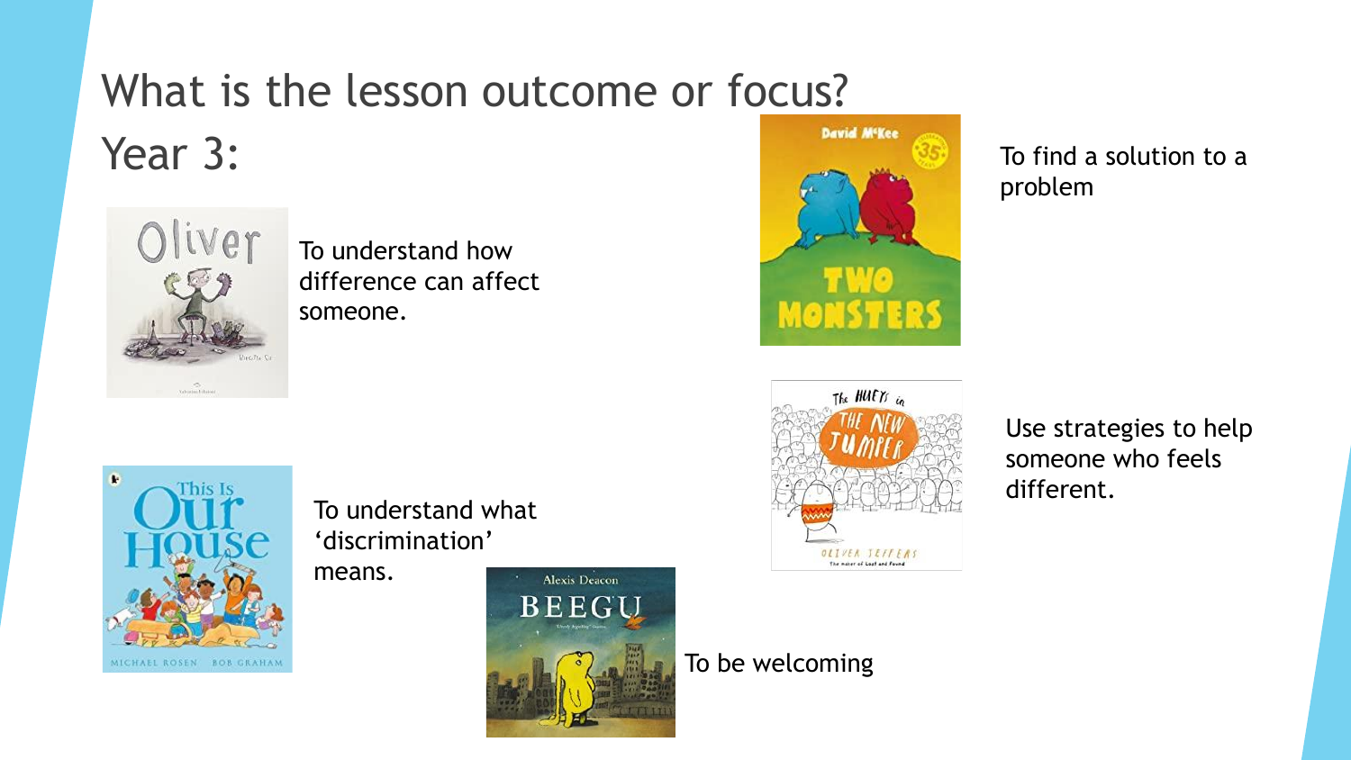# What is the lesson outcome or focus?

## Year 3:

To understand how difference can affect someone.

To find a solution to a problem

Use strategies to help someone who feels different.

To understand what ‘discrimination’ means.

To be welcoming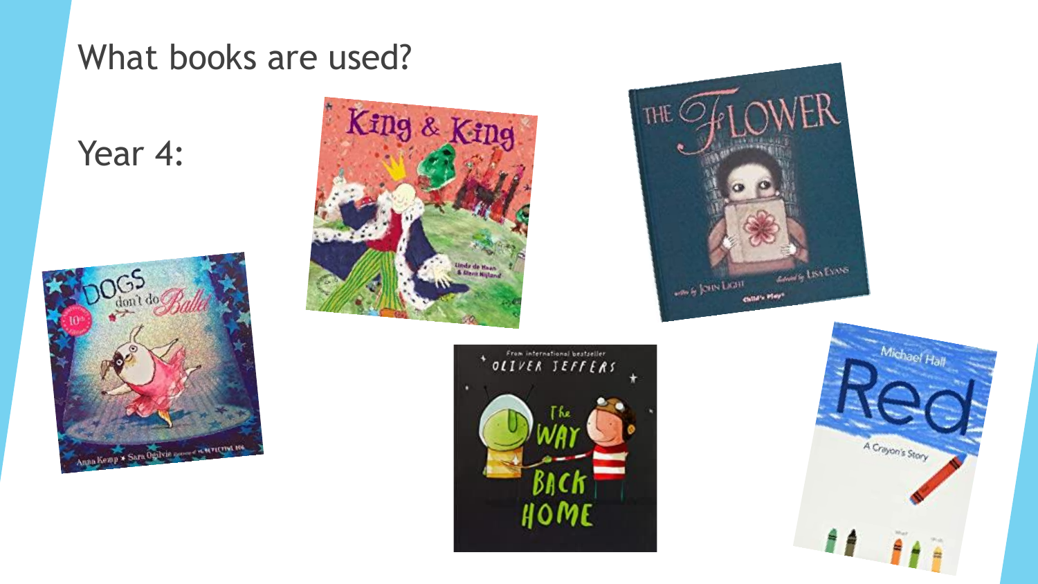# What books are used?

Year 4: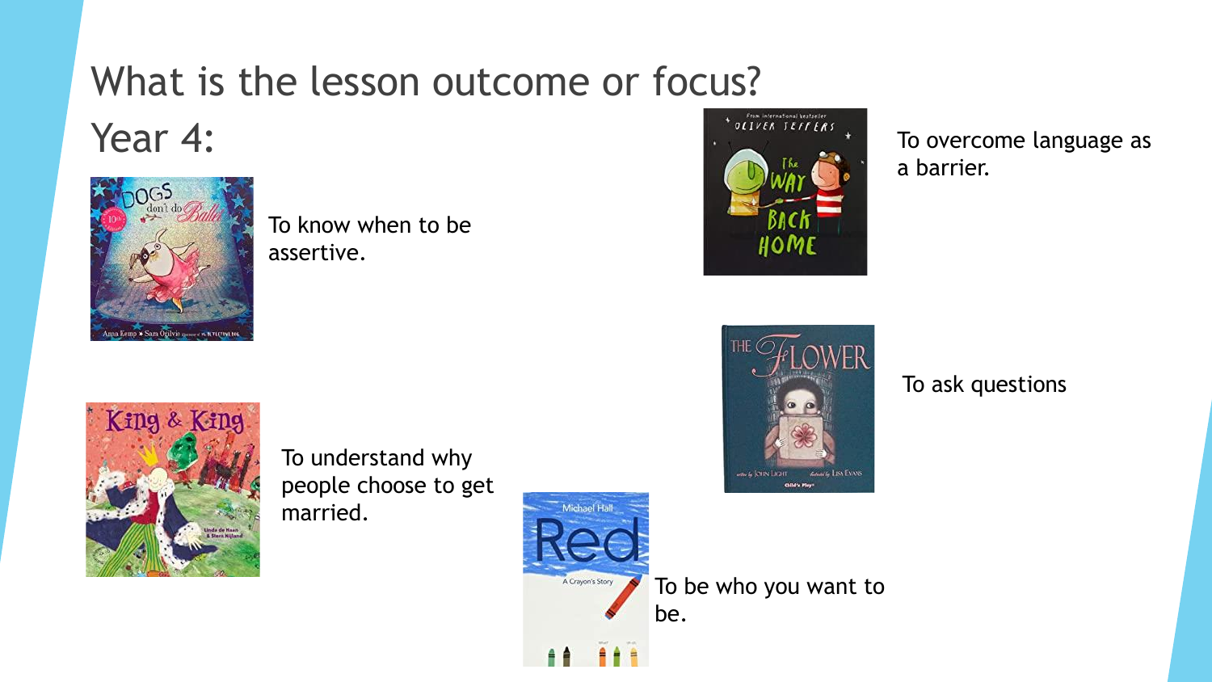# What is the lesson outcome or focus?

## Year 4:

To know when to be assertive.

To overcome language as a barrier.

To ask questions

To understand why people choose to get married.

To be who you want to be.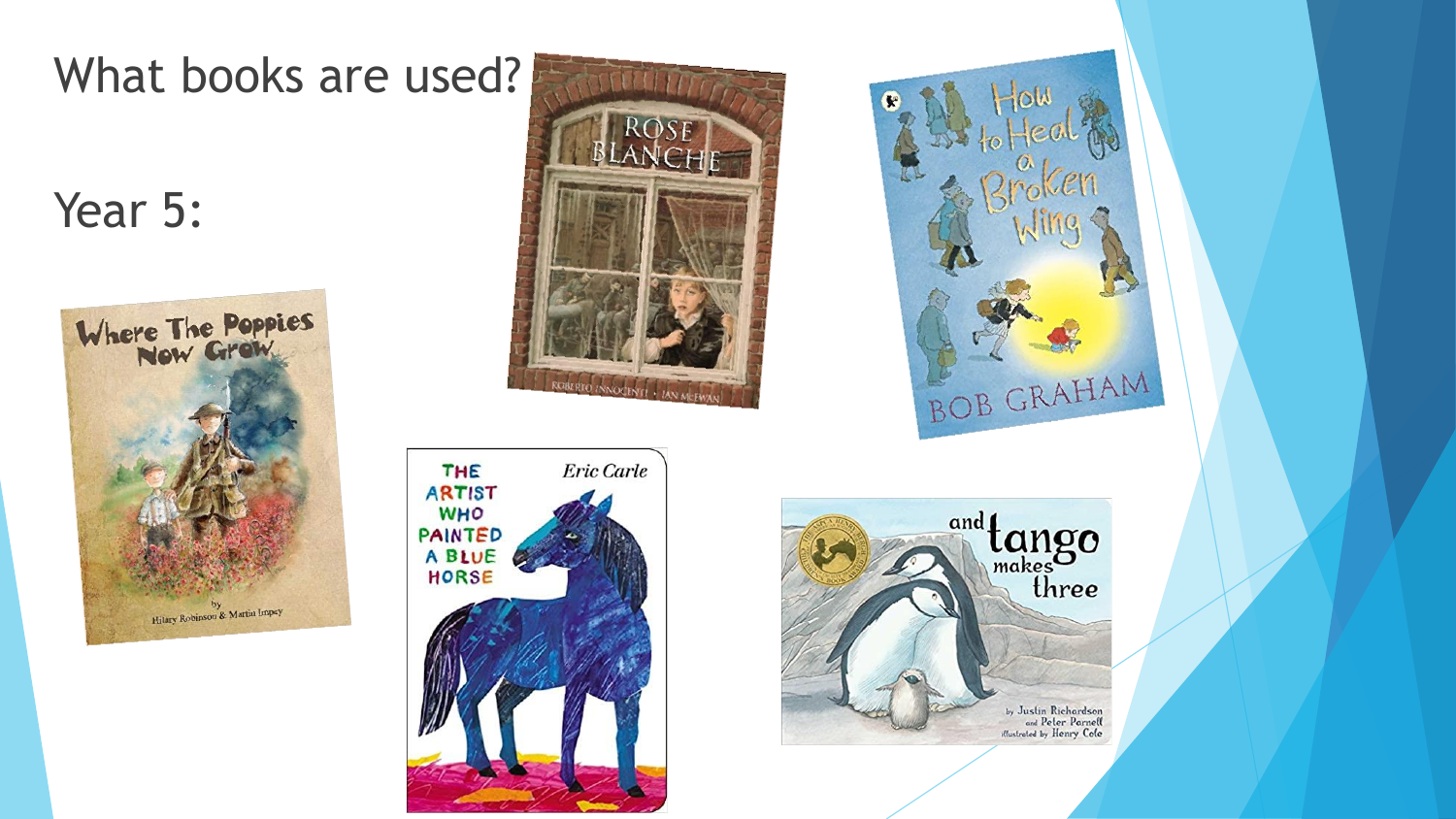# What books are used?

## Year 5: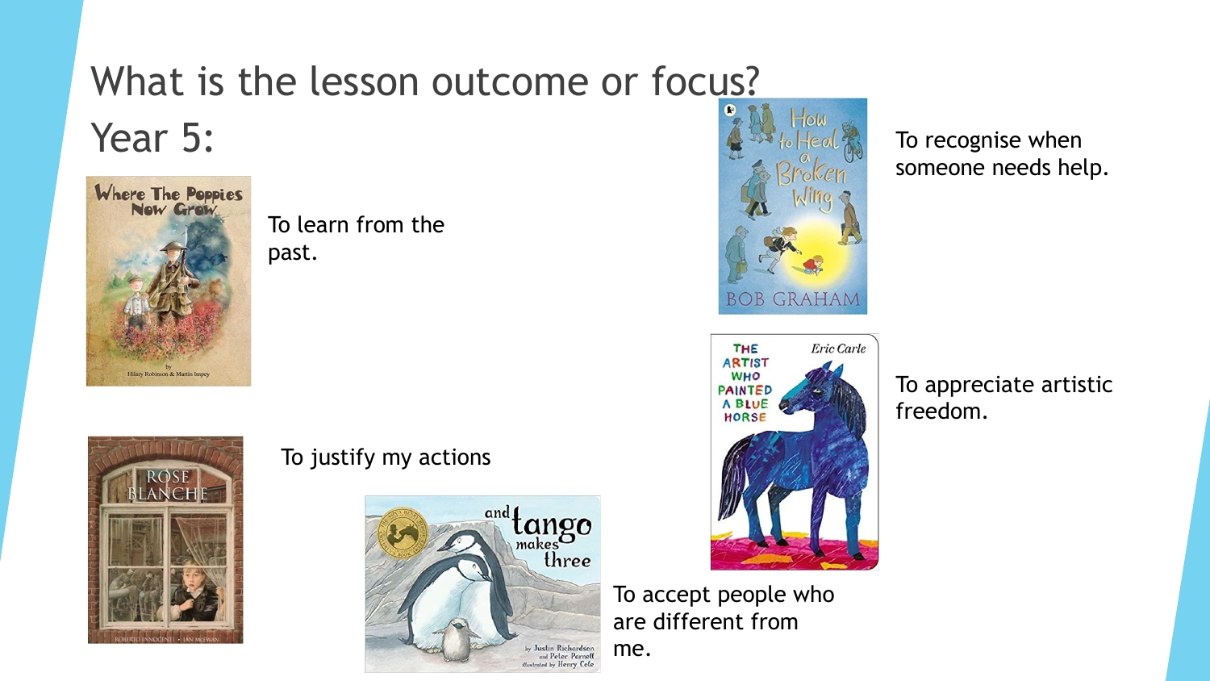# What is the lesson outcome or focus?

## Year 5:

**Where The Poppies Now Grow** — To learn from the past.

**How to Heal a Broken Wing** — To recognise when someone needs help.

**The Artist Who Painted a Blue Horse** — To appreciate artistic freedom.

**Rose Blanche** — To justify my actions

**And Tango Makes Three** — To accept people who are different from me.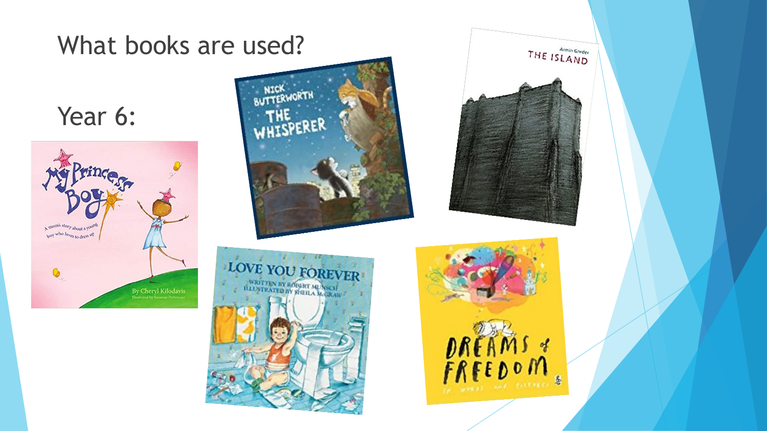# What books are used?

## Year 6: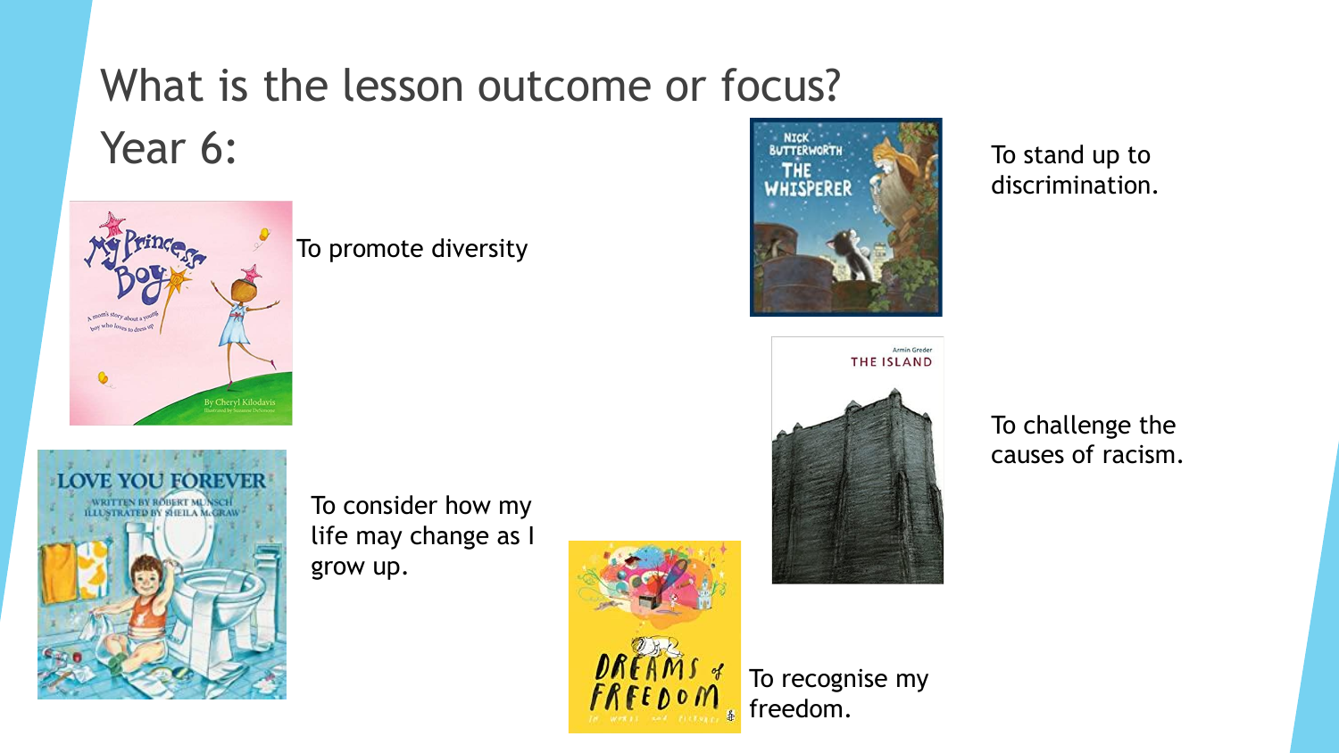# What is the lesson outcome or focus?

## Year 6:

To promote diversity

To consider how my life may change as I grow up.

To stand up to discrimination.

To challenge the causes of racism.

To recognise my freedom.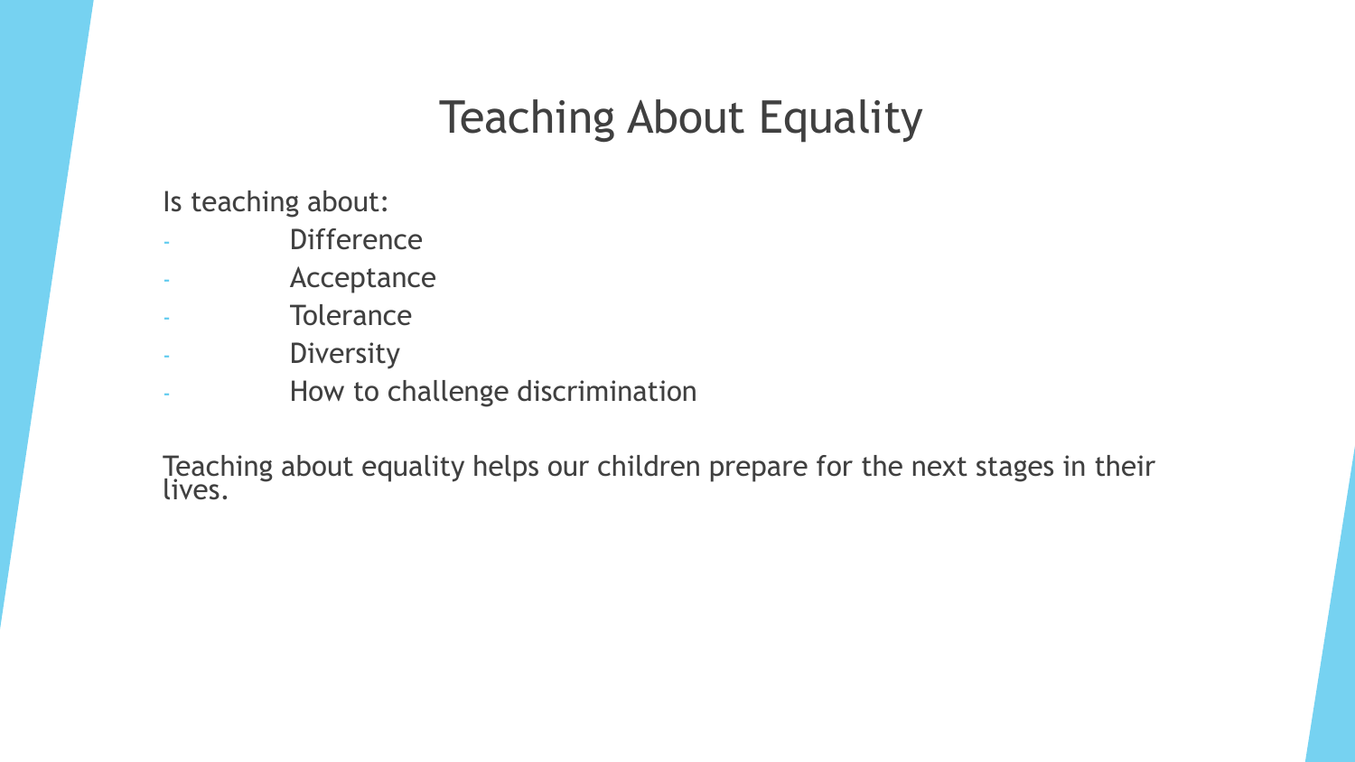# Teaching About Equality

Is teaching about:

- Difference
- Acceptance
- Tolerance
- Diversity
- How to challenge discrimination

Teaching about equality helps our children prepare for the next stages in their lives.